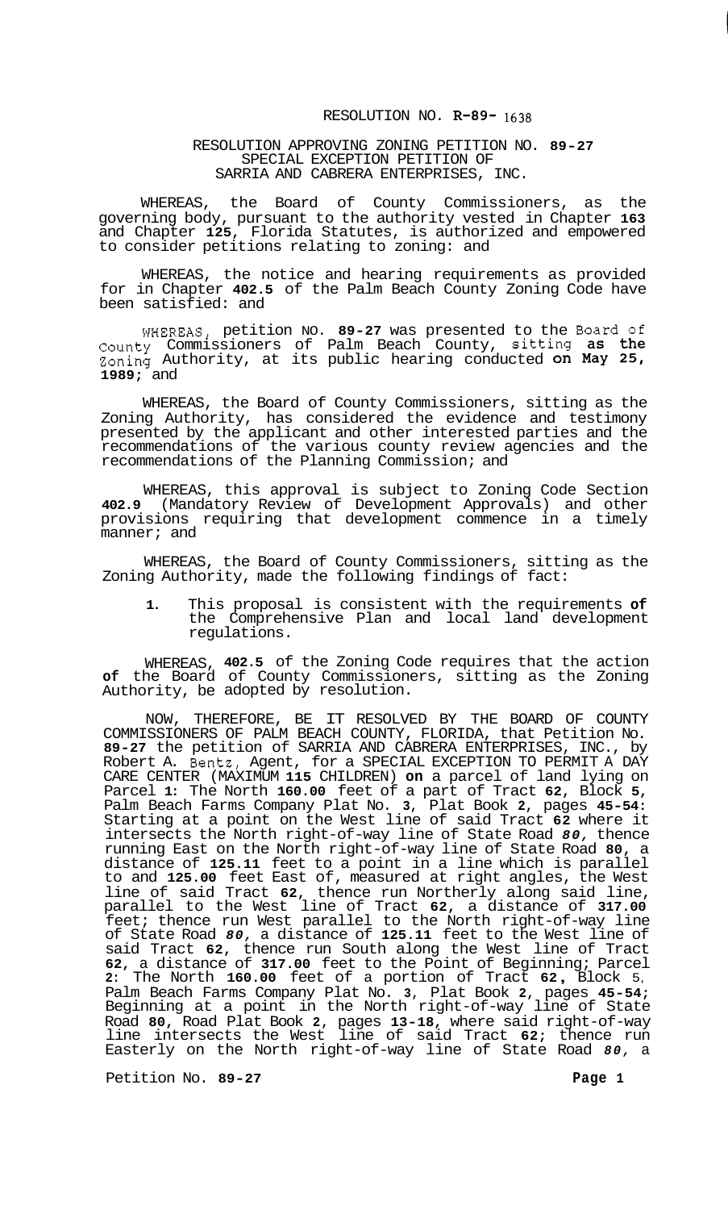RESOLUTION NO. R-89- 1638

RESOLUTION APPROVING ZONING PETITION NO. 89-27
SPECIAL EXCEPTION PETITION OF
SARRIA AND CABRERA ENTERPRISES, INC.

WHEREAS, the Board of County Commissioners, as the governing body, pursuant to the authority vested in Chapter 163 and Chapter 125, Florida Statutes, is authorized and empowered to consider petitions relating to zoning: and

WHEREAS, the notice and hearing requirements as provided for in Chapter 402.5 of the Palm Beach County Zoning Code have been satisfied: and

WHEREAS, petition NO. 89-27 was presented to the Board of County Commissioners of Palm Beach County, sitting as the Zoning Authority, at its public hearing conducted on May 25, 1989; and

WHEREAS, the Board of County Commissioners, sitting as the Zoning Authority, has considered the evidence and testimony presented by the applicant and other interested parties and the recommendations of the various county review agencies and the recommendations of the Planning Commission; and

WHEREAS, this approval is subject to Zoning Code Section 402.9 (Mandatory Review of Development Approvals) and other provisions requiring that development commence in a timely manner; and

WHEREAS, the Board of County Commissioners, sitting as the Zoning Authority, made the following findings of fact:

1. This proposal is consistent with the requirements of the Comprehensive Plan and local land development regulations.

WHEREAS, 402.5 of the Zoning Code requires that the action of the Board of County Commissioners, sitting as the Zoning Authority, be adopted by resolution.

NOW, THEREFORE, BE IT RESOLVED BY THE BOARD OF COUNTY COMMISSIONERS OF PALM BEACH COUNTY, FLORIDA, that Petition No. 89-27 the petition of SARRIA AND CABRERA ENTERPRISES, INC., by Robert A. Bentz, Agent, for a SPECIAL EXCEPTION TO PERMIT A DAY CARE CENTER (MAXIMUM 115 CHILDREN) on a parcel of land lying on Parcel 1: The North 160.00 feet of a part of Tract 62, Block 5, Palm Beach Farms Company Plat No. 3, Plat Book 2, pages 45-54: Starting at a point on the West line of said Tract 62 where it intersects the North right-of-way line of State Road 80, thence running East on the North right-of-way line of State Road 80, a distance of 125.11 feet to a point in a line which is parallel to and 125.00 feet East of, measured at right angles, the West line of said Tract 62, thence run Northerly along said line, parallel to the West line of Tract 62, a distance of 317.00 feet; thence run West parallel to the North right-of-way line of State Road 80, a distance of 125.11 feet to the West line of said Tract 62, thence run South along the West line of Tract 62, a distance of 317.00 feet to the Point of Beginning; Parcel 2: The North 160.00 feet of a portion of Tract 62, Block 5, Palm Beach Farms Company Plat No. 3, Plat Book 2, pages 45-54; Beginning at a point in the North right-of-way line of State Road 80, Road Plat Book 2, pages 13-18, where said right-of-way line intersects the West line of said Tract 62; thence run Easterly on the North right-of-way line of State Road 80, a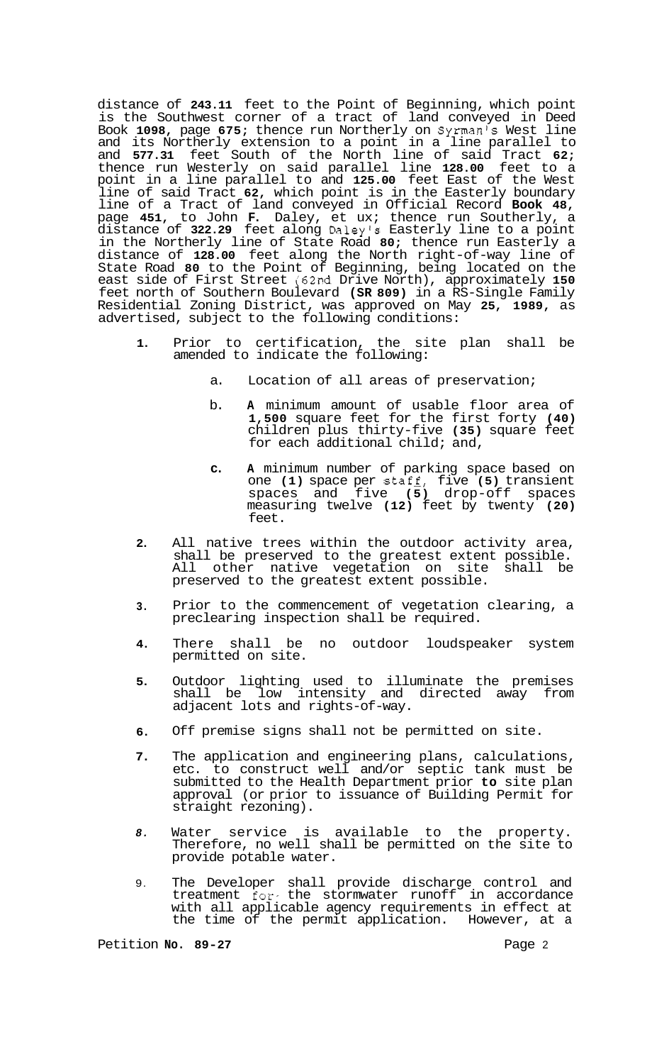distance of **243.11** feet to the Point of Beginning, which point is the Southwest corner of a tract of land conveyed in Deed Book **1098**, page **675;** thence run Northerly on Syrman's West line and its Northerly extension to a point in a line parallel to and **577.31** feet South of the North line of said Tract **62;** thence run Westerly on said parallel line **128.00** feet to a point in a line parallel to and **125.00** feet East of the West line of said Tract **62**, which point is in the Easterly boundary line of a Tract of land conveyed in Official Record **Book 48**, page **451**, to John **F.** Daley, et ux; thence run Southerly, a distance of **322.29** feet along Daley's Easterly line to a point in the Northerly line of State Road **80;** thence run Easterly a distance of **128.00** feet along the North right-of-way line of State Road **80** to the Point of Beginning, being located on the east side of First Street (62nd Drive North), approximately **150** feet north of Southern Boulevard **(SR 809)** in a RS-Single Family Residential Zoning District, was approved on May **25, 1989**, as advertised, subject to the following conditions:

1. Prior to certification, the site plan shall be amended to indicate the following:

   a. Location of all areas of preservation;

   b. **A** minimum amount of usable floor area of **1,500** square feet for the first forty **(40)** children plus thirty-five **(35)** square feet for each additional child; and,

   c. **A** minimum number of parking space based on one **(1)** space per staff, five **(5)** transient spaces and five **(5)** drop-off spaces measuring twelve **(12)** feet by twenty **(20)** feet.

2. All native trees within the outdoor activity area, shall be preserved to the greatest extent possible. All other native vegetation on site shall be preserved to the greatest extent possible.

3. Prior to the commencement of vegetation clearing, a preclearing inspection shall be required.

4. There shall be no outdoor loudspeaker system permitted on site.

5. Outdoor lighting used to illuminate the premises shall be low intensity and directed away from adjacent lots and rights-of-way.

6. Off premise signs shall not be permitted on site.

7. The application and engineering plans, calculations, etc. to construct well and/or septic tank must be submitted to the Health Department prior **to** site plan approval (or prior to issuance of Building Permit for straight rezoning).

8. Water service is available to the property. Therefore, no well shall be permitted on the site to provide potable water.

9. The Developer shall provide discharge control and treatment for the stormwater runoff in accordance with all applicable agency requirements in effect at the time of the permit application. However, at a

Petition **No. 89-27**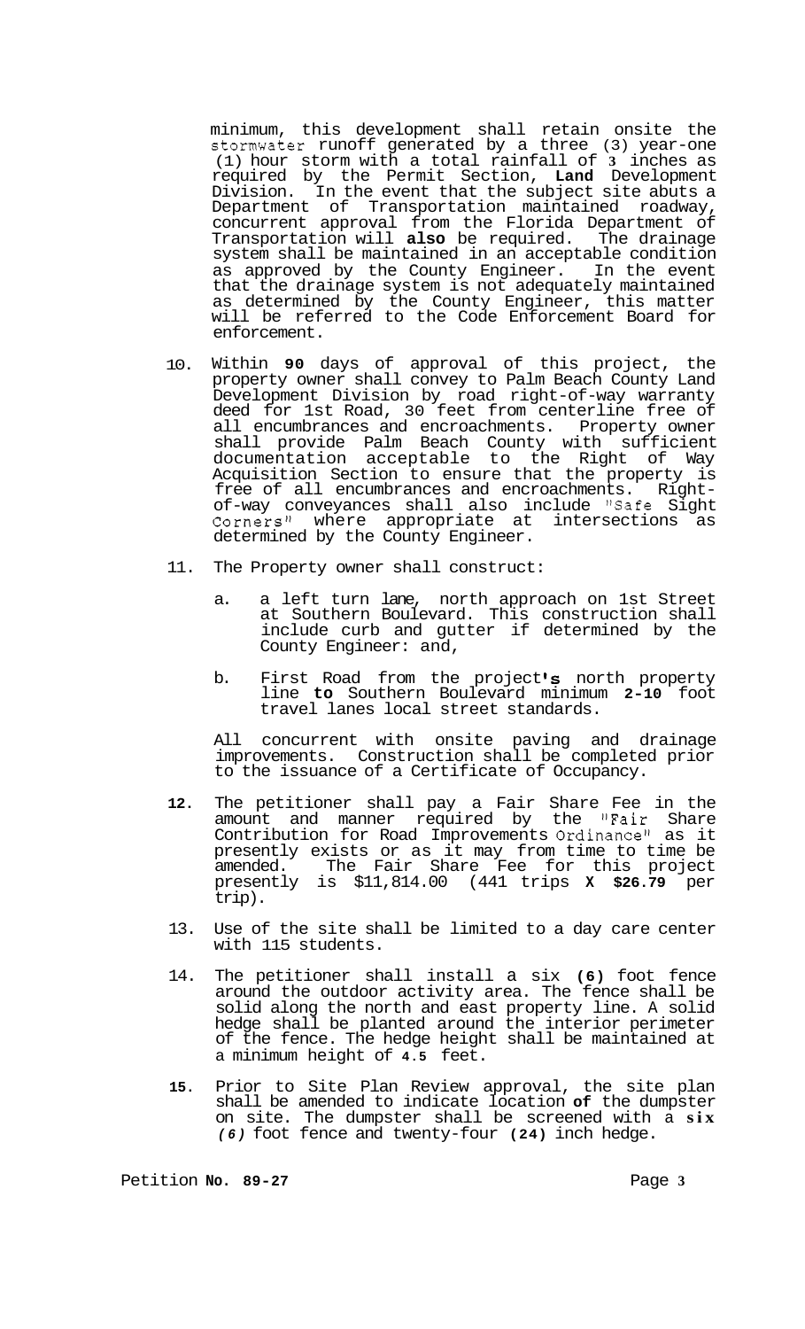minimum, this development shall retain onsite the stormwater runoff generated by a three (3) year-one (1) hour storm with a total rainfall of 3 inches as required by the Permit Section, Land Development Division. In the event that the subject site abuts a Department of Transportation maintained roadway, concurrent approval from the Florida Department of Transportation will also be required. The drainage system shall be maintained in an acceptable condition as approved by the County Engineer. In the event that the drainage system is not adequately maintained as determined by the County Engineer, this matter will be referred to the Code Enforcement Board for enforcement.

10. Within 90 days of approval of this project, the property owner shall convey to Palm Beach County Land Development Division by road right-of-way warranty deed for 1st Road, 30 feet from centerline free of all encumbrances and encroachments. Property owner shall provide Palm Beach County with sufficient documentation acceptable to the Right of Way Acquisition Section to ensure that the property is free of all encumbrances and encroachments. Right-of-way conveyances shall also include "Safe Sight Corners" where appropriate at intersections as determined by the County Engineer.

11. The Property owner shall construct:

    a. a left turn lane, north approach on 1st Street at Southern Boulevard. This construction shall include curb and gutter if determined by the County Engineer: and,

    b. First Road from the project's north property line to Southern Boulevard minimum 2-10 foot travel lanes local street standards.

    All concurrent with onsite paving and drainage improvements. Construction shall be completed prior to the issuance of a Certificate of Occupancy.

12. The petitioner shall pay a Fair Share Fee in the amount and manner required by the "Fair Share Contribution for Road Improvements Ordinance" as it presently exists or as it may from time to time be amended. The Fair Share Fee for this project presently is $11,814.00 (441 trips X $26.79 per trip).

13. Use of the site shall be limited to a day care center with 115 students.

14. The petitioner shall install a six (6) foot fence around the outdoor activity area. The fence shall be solid along the north and east property line. A solid hedge shall be planted around the interior perimeter of the fence. The hedge height shall be maintained at a minimum height of 4.5 feet.

15. Prior to Site Plan Review approval, the site plan shall be amended to indicate location of the dumpster on site. The dumpster shall be screened with a six (6) foot fence and twenty-four (24) inch hedge.

Petition No. 89-27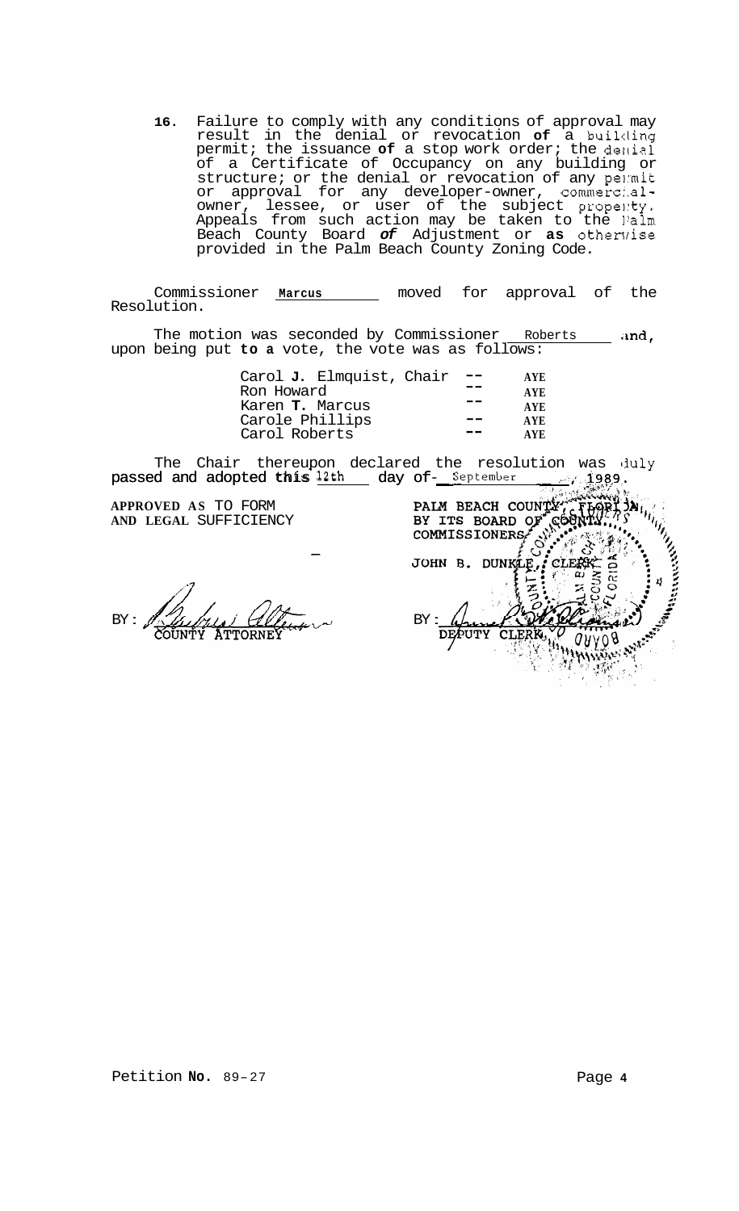16. Failure to comply with any conditions of approval may result in the denial or revocation of a building permit; the issuance of a stop work order; the denial of a Certificate of Occupancy on any building or structure; or the denial or revocation of any permit or approval for any developer-owner, commercial-owner, lessee, or user of the subject property. Appeals from such action may be taken to the Palm Beach County Board of Adjustment or as otherwise provided in the Palm Beach County Zoning Code.

Commissioner Marcus moved for approval of the Resolution.

The motion was seconded by Commissioner Roberts and, upon being put to a vote, the vote was as follows:

| | | |
|---|---|---|
| Carol J. Elmquist, Chair | -- | AYE |
| Ron Howard | -- | AYE |
| Karen T. Marcus | -- | AYE |
| Carole Phillips | -- | AYE |
| Carol Roberts | -- | AYE |

The Chair thereupon declared the resolution was duly passed and adopted this 12th day of September, 1989.

APPROVED AS TO FORM AND LEGAL SUFFICIENCY

BY: COUNTY ATTORNEY

PALM BEACH COUNTY, FLORIDA, BY ITS BOARD OF COUNTY COMMISSIONERS

JOHN B. DUNKLE, CLERK

BY: DEPUTY CLERK

Petition No. 89-27